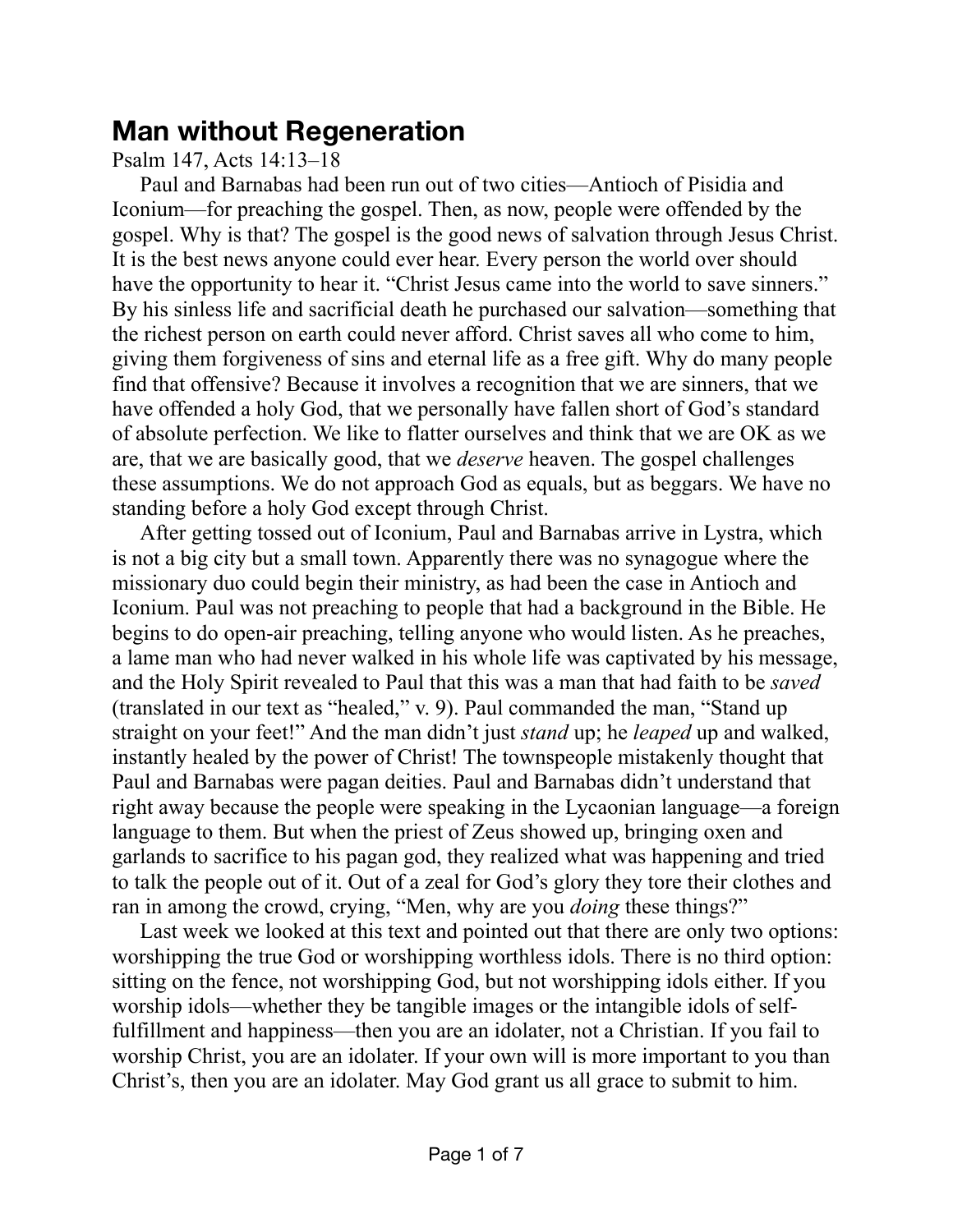# Man without Regeneration

Psalm 147, Acts 14:13–18

Paul and Barnabas had been run out of two cities—Antioch of Pisidia and Iconium—for preaching the gospel. Then, as now, people were offended by the gospel. Why is that? The gospel is the good news of salvation through Jesus Christ. It is the best news anyone could ever hear. Every person the world over should have the opportunity to hear it. "Christ Jesus came into the world to save sinners." By his sinless life and sacrificial death he purchased our salvation—something that the richest person on earth could never afford. Christ saves all who come to him, giving them forgiveness of sins and eternal life as a free gift. Why do many people find that offensive? Because it involves a recognition that we are sinners, that we have offended a holy God, that we personally have fallen short of God's standard of absolute perfection. We like to flatter ourselves and think that we are OK as we are, that we are basically good, that we *deserve* heaven. The gospel challenges these assumptions. We do not approach God as equals, but as beggars. We have no standing before a holy God except through Christ.

After getting tossed out of Iconium, Paul and Barnabas arrive in Lystra, which is not a big city but a small town. Apparently there was no synagogue where the missionary duo could begin their ministry, as had been the case in Antioch and Iconium. Paul was not preaching to people that had a background in the Bible. He begins to do open-air preaching, telling anyone who would listen. As he preaches, a lame man who had never walked in his whole life was captivated by his message, and the Holy Spirit revealed to Paul that this was a man that had faith to be *saved* (translated in our text as "healed," v. 9). Paul commanded the man, "Stand up straight on your feet!" And the man didn't just *stand* up; he *leaped* up and walked, instantly healed by the power of Christ! The townspeople mistakenly thought that Paul and Barnabas were pagan deities. Paul and Barnabas didn't understand that right away because the people were speaking in the Lycaonian language—a foreign language to them. But when the priest of Zeus showed up, bringing oxen and garlands to sacrifice to his pagan god, they realized what was happening and tried to talk the people out of it. Out of a zeal for God's glory they tore their clothes and ran in among the crowd, crying, "Men, why are you *doing* these things?"

Last week we looked at this text and pointed out that there are only two options: worshipping the true God or worshipping worthless idols. There is no third option: sitting on the fence, not worshipping God, but not worshipping idols either. If you worship idols—whether they be tangible images or the intangible idols of self-fulfillment and happiness—then you are an idolater, not a Christian. If you fail to worship Christ, you are an idolater. If your own will is more important to you than Christ's, then you are an idolater. May God grant us all grace to submit to him.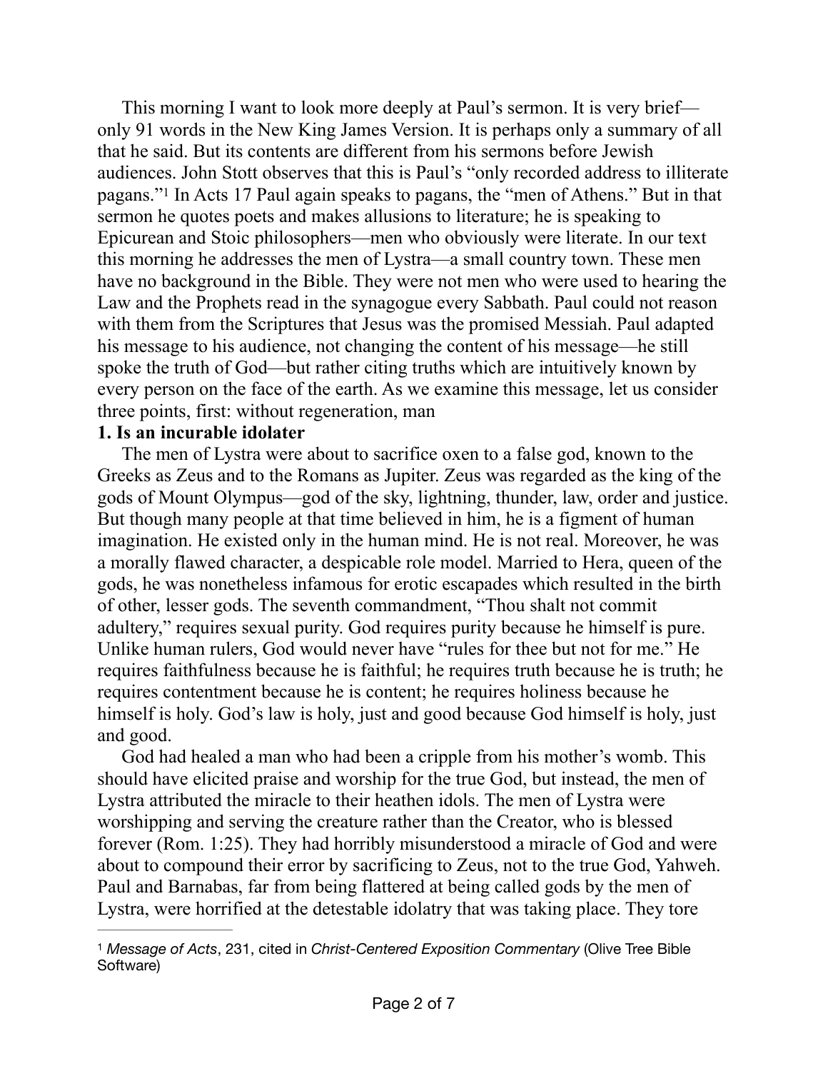This morning I want to look more deeply at Paul's sermon. It is very brief—only 91 words in the New King James Version. It is perhaps only a summary of all that he said. But its contents are different from his sermons before Jewish audiences. John Stott observes that this is Paul's "only recorded address to illiterate pagans."[1] In Acts 17 Paul again speaks to pagans, the "men of Athens." But in that sermon he quotes poets and makes allusions to literature; he is speaking to Epicurean and Stoic philosophers—men who obviously were literate. In our text this morning he addresses the men of Lystra—a small country town. These men have no background in the Bible. They were not men who were used to hearing the Law and the Prophets read in the synagogue every Sabbath. Paul could not reason with them from the Scriptures that Jesus was the promised Messiah. Paul adapted his message to his audience, not changing the content of his message—he still spoke the truth of God—but rather citing truths which are intuitively known by every person on the face of the earth. As we examine this message, let us consider three points, first: without regeneration, man

**1. Is an incurable idolater**

The men of Lystra were about to sacrifice oxen to a false god, known to the Greeks as Zeus and to the Romans as Jupiter. Zeus was regarded as the king of the gods of Mount Olympus—god of the sky, lightning, thunder, law, order and justice. But though many people at that time believed in him, he is a figment of human imagination. He existed only in the human mind. He is not real. Moreover, he was a morally flawed character, a despicable role model. Married to Hera, queen of the gods, he was nonetheless infamous for erotic escapades which resulted in the birth of other, lesser gods. The seventh commandment, "Thou shalt not commit adultery," requires sexual purity. God requires purity because he himself is pure. Unlike human rulers, God would never have "rules for thee but not for me." He requires faithfulness because he is faithful; he requires truth because he is truth; he requires contentment because he is content; he requires holiness because he himself is holy. God's law is holy, just and good because God himself is holy, just and good.

God had healed a man who had been a cripple from his mother's womb. This should have elicited praise and worship for the true God, but instead, the men of Lystra attributed the miracle to their heathen idols. The men of Lystra were worshipping and serving the creature rather than the Creator, who is blessed forever (Rom. 1:25). They had horribly misunderstood a miracle of God and were about to compound their error by sacrificing to Zeus, not to the true God, Yahweh. Paul and Barnabas, far from being flattered at being called gods by the men of Lystra, were horrified at the detestable idolatry that was taking place. They tore

---

[1] *Message of Acts*, 231, cited in *Christ-Centered Exposition Commentary* (Olive Tree Bible Software)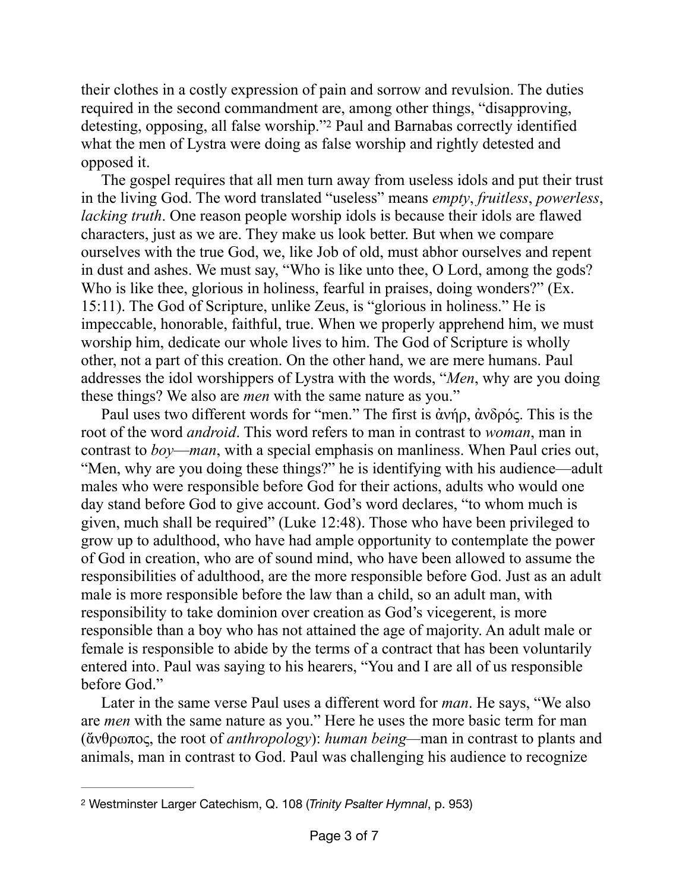their clothes in a costly expression of pain and sorrow and revulsion. The duties required in the second commandment are, among other things, "disapproving, detesting, opposing, all false worship."[2] Paul and Barnabas correctly identified what the men of Lystra were doing as false worship and rightly detested and opposed it.

The gospel requires that all men turn away from useless idols and put their trust in the living God. The word translated "useless" means *empty*, *fruitless*, *powerless*, *lacking truth*. One reason people worship idols is because their idols are flawed characters, just as we are. They make us look better. But when we compare ourselves with the true God, we, like Job of old, must abhor ourselves and repent in dust and ashes. We must say, "Who is like unto thee, O Lord, among the gods? Who is like thee, glorious in holiness, fearful in praises, doing wonders?" (Ex. 15:11). The God of Scripture, unlike Zeus, is "glorious in holiness." He is impeccable, honorable, faithful, true. When we properly apprehend him, we must worship him, dedicate our whole lives to him. The God of Scripture is wholly other, not a part of this creation. On the other hand, we are mere humans. Paul addresses the idol worshippers of Lystra with the words, "*Men*, why are you doing these things? We also are *men* with the same nature as you."

Paul uses two different words for "men." The first is ἀνήρ, ἀνδρός. This is the root of the word *android*. This word refers to man in contrast to *woman*, man in contrast to *boy*—*man*, with a special emphasis on manliness. When Paul cries out, "Men, why are you doing these things?" he is identifying with his audience—adult males who were responsible before God for their actions, adults who would one day stand before God to give account. God's word declares, "to whom much is given, much shall be required" (Luke 12:48). Those who have been privileged to grow up to adulthood, who have had ample opportunity to contemplate the power of God in creation, who are of sound mind, who have been allowed to assume the responsibilities of adulthood, are the more responsible before God. Just as an adult male is more responsible before the law than a child, so an adult man, with responsibility to take dominion over creation as God's vicegerent, is more responsible than a boy who has not attained the age of majority. An adult male or female is responsible to abide by the terms of a contract that has been voluntarily entered into. Paul was saying to his hearers, "You and I are all of us responsible before God."

Later in the same verse Paul uses a different word for *man*. He says, "We also are *men* with the same nature as you." Here he uses the more basic term for man (ἄνθρωπος, the root of *anthropology*): *human being*—man in contrast to plants and animals, man in contrast to God. Paul was challenging his audience to recognize

---

[2] Westminster Larger Catechism, Q. 108 (*Trinity Psalter Hymnal*, p. 953)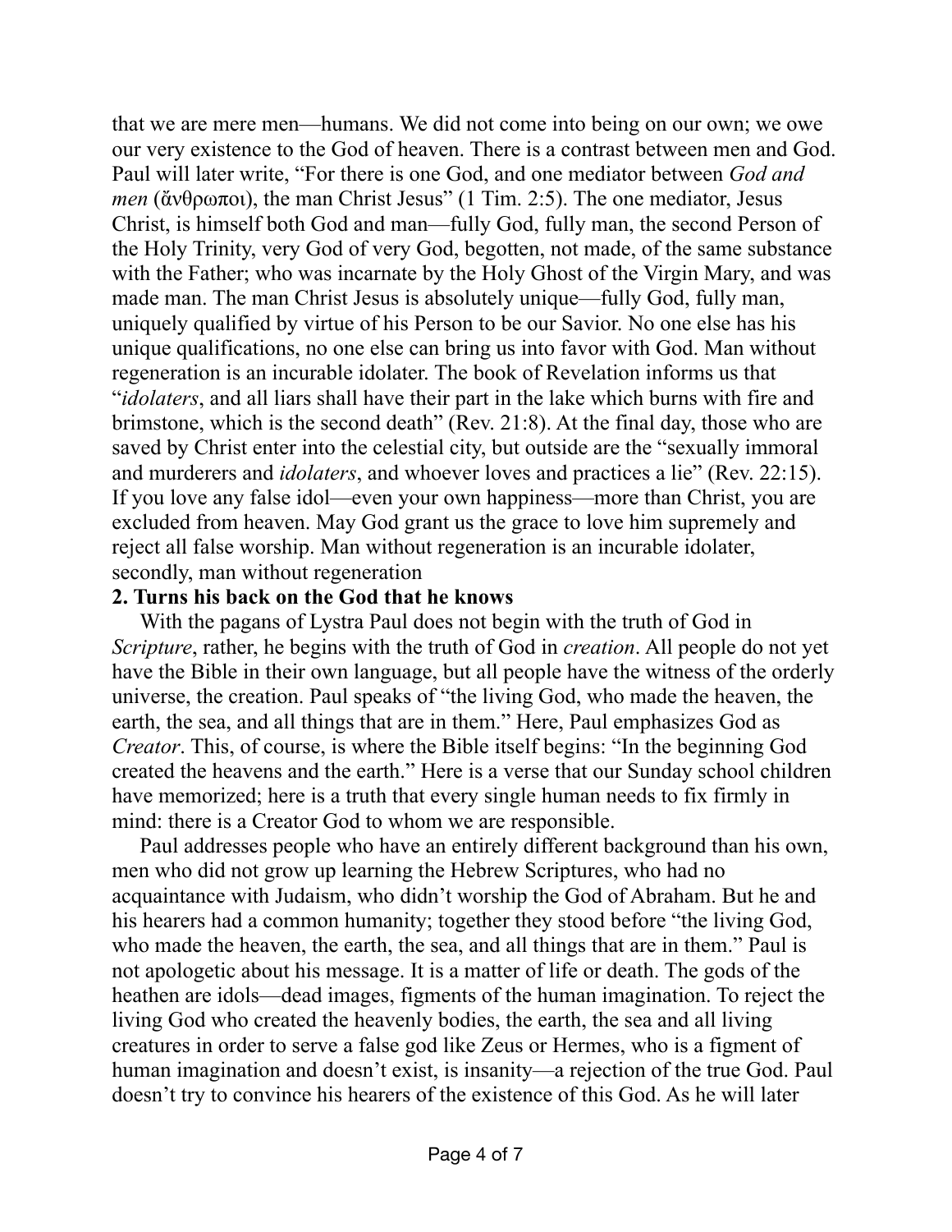that we are mere men—humans. We did not come into being on our own; we owe our very existence to the God of heaven. There is a contrast between men and God. Paul will later write, "For there is one God, and one mediator between *God and men* (ἄνθρωποι), the man Christ Jesus" (1 Tim. 2:5). The one mediator, Jesus Christ, is himself both God and man—fully God, fully man, the second Person of the Holy Trinity, very God of very God, begotten, not made, of the same substance with the Father; who was incarnate by the Holy Ghost of the Virgin Mary, and was made man. The man Christ Jesus is absolutely unique—fully God, fully man, uniquely qualified by virtue of his Person to be our Savior. No one else has his unique qualifications, no one else can bring us into favor with God. Man without regeneration is an incurable idolater. The book of Revelation informs us that "*idolaters*, and all liars shall have their part in the lake which burns with fire and brimstone, which is the second death" (Rev. 21:8). At the final day, those who are saved by Christ enter into the celestial city, but outside are the "sexually immoral and murderers and *idolaters*, and whoever loves and practices a lie" (Rev. 22:15). If you love any false idol—even your own happiness—more than Christ, you are excluded from heaven. May God grant us the grace to love him supremely and reject all false worship. Man without regeneration is an incurable idolater, secondly, man without regeneration

**2. Turns his back on the God that he knows**

With the pagans of Lystra Paul does not begin with the truth of God in *Scripture*, rather, he begins with the truth of God in *creation*. All people do not yet have the Bible in their own language, but all people have the witness of the orderly universe, the creation. Paul speaks of "the living God, who made the heaven, the earth, the sea, and all things that are in them." Here, Paul emphasizes God as *Creator*. This, of course, is where the Bible itself begins: "In the beginning God created the heavens and the earth." Here is a verse that our Sunday school children have memorized; here is a truth that every single human needs to fix firmly in mind: there is a Creator God to whom we are responsible.

Paul addresses people who have an entirely different background than his own, men who did not grow up learning the Hebrew Scriptures, who had no acquaintance with Judaism, who didn't worship the God of Abraham. But he and his hearers had a common humanity; together they stood before "the living God, who made the heaven, the earth, the sea, and all things that are in them." Paul is not apologetic about his message. It is a matter of life or death. The gods of the heathen are idols—dead images, figments of the human imagination. To reject the living God who created the heavenly bodies, the earth, the sea and all living creatures in order to serve a false god like Zeus or Hermes, who is a figment of human imagination and doesn't exist, is insanity—a rejection of the true God. Paul doesn't try to convince his hearers of the existence of this God. As he will later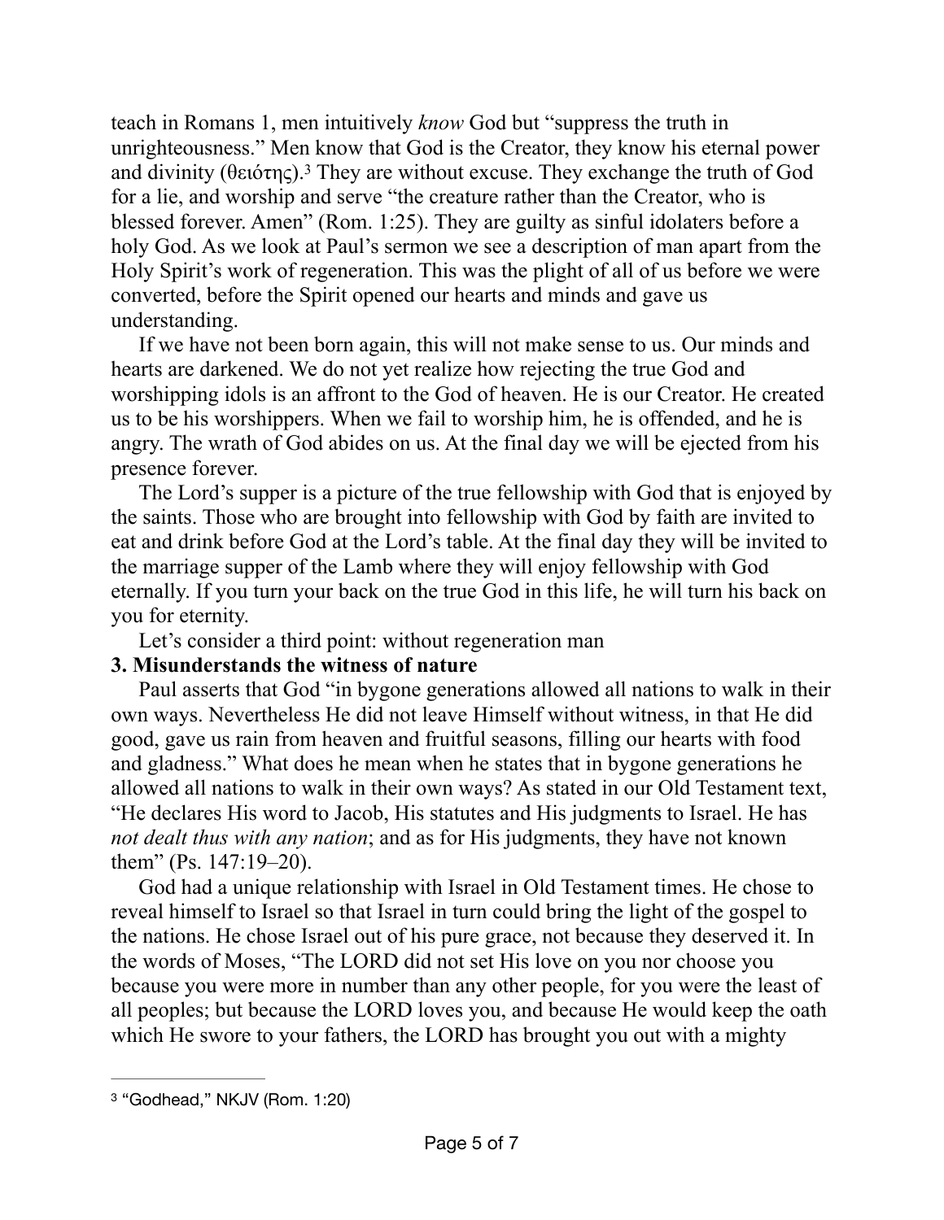teach in Romans 1, men intuitively *know* God but "suppress the truth in unrighteousness." Men know that God is the Creator, they know his eternal power and divinity (θειότης).[3] They are without excuse. They exchange the truth of God for a lie, and worship and serve "the creature rather than the Creator, who is blessed forever. Amen" (Rom. 1:25). They are guilty as sinful idolaters before a holy God. As we look at Paul's sermon we see a description of man apart from the Holy Spirit's work of regeneration. This was the plight of all of us before we were converted, before the Spirit opened our hearts and minds and gave us understanding.

If we have not been born again, this will not make sense to us. Our minds and hearts are darkened. We do not yet realize how rejecting the true God and worshipping idols is an affront to the God of heaven. He is our Creator. He created us to be his worshippers. When we fail to worship him, he is offended, and he is angry. The wrath of God abides on us. At the final day we will be ejected from his presence forever.

The Lord's supper is a picture of the true fellowship with God that is enjoyed by the saints. Those who are brought into fellowship with God by faith are invited to eat and drink before God at the Lord's table. At the final day they will be invited to the marriage supper of the Lamb where they will enjoy fellowship with God eternally. If you turn your back on the true God in this life, he will turn his back on you for eternity.

Let's consider a third point: without regeneration man

**3. Misunderstands the witness of nature**

Paul asserts that God "in bygone generations allowed all nations to walk in their own ways. Nevertheless He did not leave Himself without witness, in that He did good, gave us rain from heaven and fruitful seasons, filling our hearts with food and gladness." What does he mean when he states that in bygone generations he allowed all nations to walk in their own ways? As stated in our Old Testament text, "He declares His word to Jacob, His statutes and His judgments to Israel. He has *not dealt thus with any nation*; and as for His judgments, they have not known them" (Ps. 147:19–20).

God had a unique relationship with Israel in Old Testament times. He chose to reveal himself to Israel so that Israel in turn could bring the light of the gospel to the nations. He chose Israel out of his pure grace, not because they deserved it. In the words of Moses, "The LORD did not set His love on you nor choose you because you were more in number than any other people, for you were the least of all peoples; but because the LORD loves you, and because He would keep the oath which He swore to your fathers, the LORD has brought you out with a mighty

---

[3] "Godhead," NKJV (Rom. 1:20)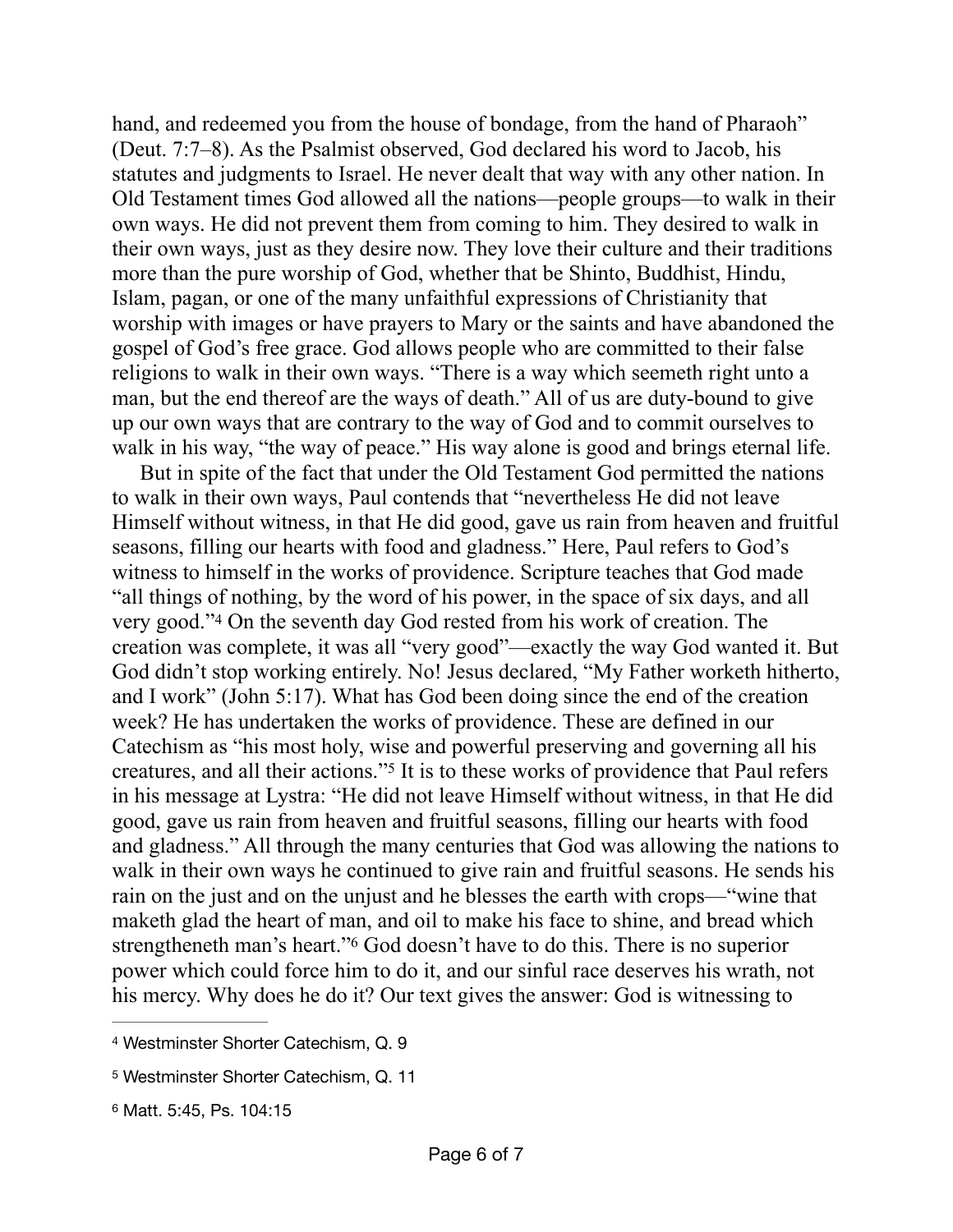hand, and redeemed you from the house of bondage, from the hand of Pharaoh" (Deut. 7:7–8). As the Psalmist observed, God declared his word to Jacob, his statutes and judgments to Israel. He never dealt that way with any other nation. In Old Testament times God allowed all the nations—people groups—to walk in their own ways. He did not prevent them from coming to him. They desired to walk in their own ways, just as they desire now. They love their culture and their traditions more than the pure worship of God, whether that be Shinto, Buddhist, Hindu, Islam, pagan, or one of the many unfaithful expressions of Christianity that worship with images or have prayers to Mary or the saints and have abandoned the gospel of God's free grace. God allows people who are committed to their false religions to walk in their own ways. "There is a way which seemeth right unto a man, but the end thereof are the ways of death." All of us are duty-bound to give up our own ways that are contrary to the way of God and to commit ourselves to walk in his way, "the way of peace." His way alone is good and brings eternal life.

But in spite of the fact that under the Old Testament God permitted the nations to walk in their own ways, Paul contends that "nevertheless He did not leave Himself without witness, in that He did good, gave us rain from heaven and fruitful seasons, filling our hearts with food and gladness." Here, Paul refers to God's witness to himself in the works of providence. Scripture teaches that God made "all things of nothing, by the word of his power, in the space of six days, and all very good."[4] On the seventh day God rested from his work of creation. The creation was complete, it was all "very good"—exactly the way God wanted it. But God didn't stop working entirely. No! Jesus declared, "My Father worketh hitherto, and I work" (John 5:17). What has God been doing since the end of the creation week? He has undertaken the works of providence. These are defined in our Catechism as "his most holy, wise and powerful preserving and governing all his creatures, and all their actions."[5] It is to these works of providence that Paul refers in his message at Lystra: "He did not leave Himself without witness, in that He did good, gave us rain from heaven and fruitful seasons, filling our hearts with food and gladness." All through the many centuries that God was allowing the nations to walk in their own ways he continued to give rain and fruitful seasons. He sends his rain on the just and on the unjust and he blesses the earth with crops—"wine that maketh glad the heart of man, and oil to make his face to shine, and bread which strengtheneth man's heart."[6] God doesn't have to do this. There is no superior power which could force him to do it, and our sinful race deserves his wrath, not his mercy. Why does he do it? Our text gives the answer: God is witnessing to

---

[4] Westminster Shorter Catechism, Q. 9

[5] Westminster Shorter Catechism, Q. 11

[6] Matt. 5:45, Ps. 104:15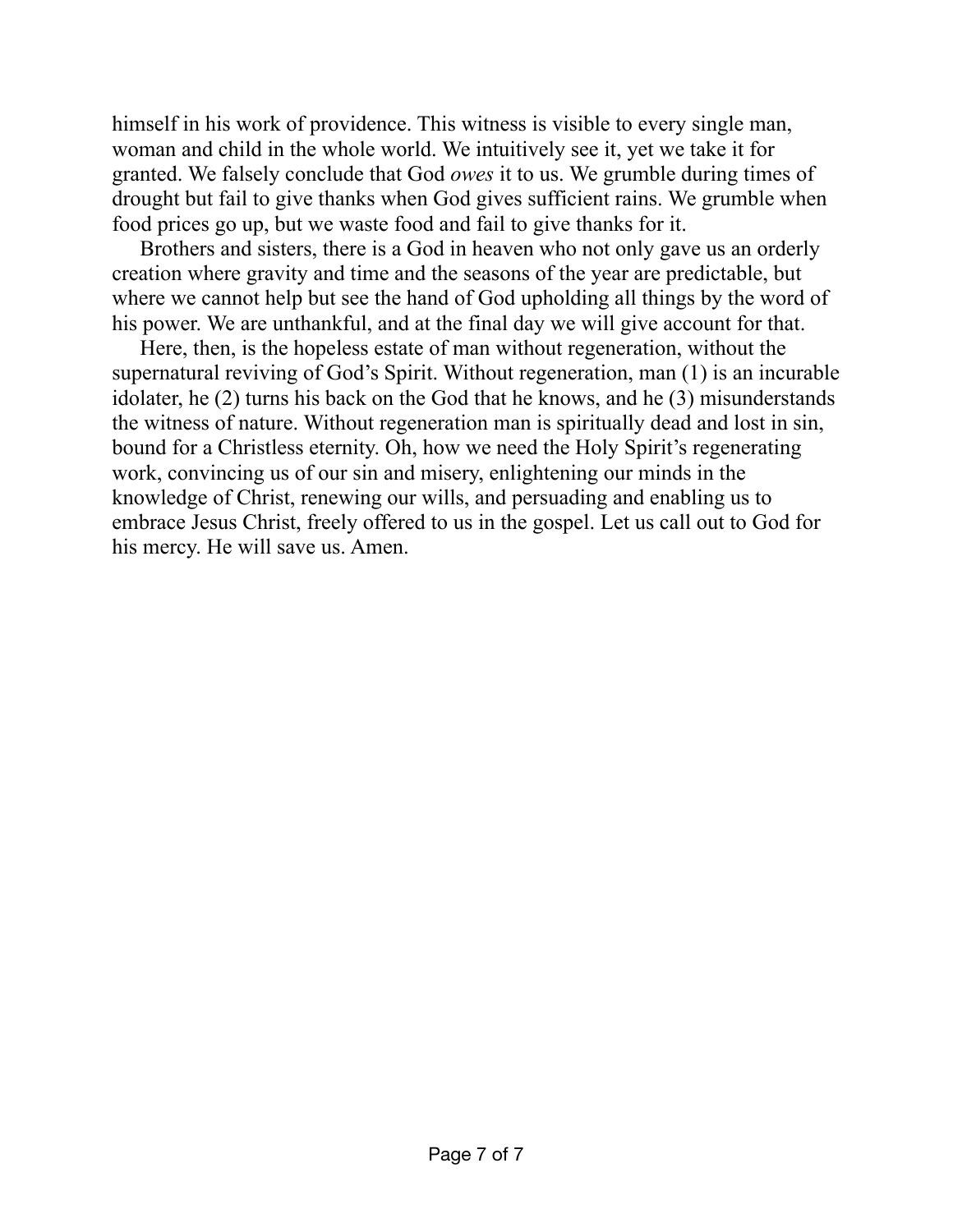himself in his work of providence. This witness is visible to every single man, woman and child in the whole world. We intuitively see it, yet we take it for granted. We falsely conclude that God *owes* it to us. We grumble during times of drought but fail to give thanks when God gives sufficient rains. We grumble when food prices go up, but we waste food and fail to give thanks for it.

Brothers and sisters, there is a God in heaven who not only gave us an orderly creation where gravity and time and the seasons of the year are predictable, but where we cannot help but see the hand of God upholding all things by the word of his power. We are unthankful, and at the final day we will give account for that.

Here, then, is the hopeless estate of man without regeneration, without the supernatural reviving of God's Spirit. Without regeneration, man (1) is an incurable idolater, he (2) turns his back on the God that he knows, and he (3) misunderstands the witness of nature. Without regeneration man is spiritually dead and lost in sin, bound for a Christless eternity. Oh, how we need the Holy Spirit's regenerating work, convincing us of our sin and misery, enlightening our minds in the knowledge of Christ, renewing our wills, and persuading and enabling us to embrace Jesus Christ, freely offered to us in the gospel. Let us call out to God for his mercy. He will save us. Amen.